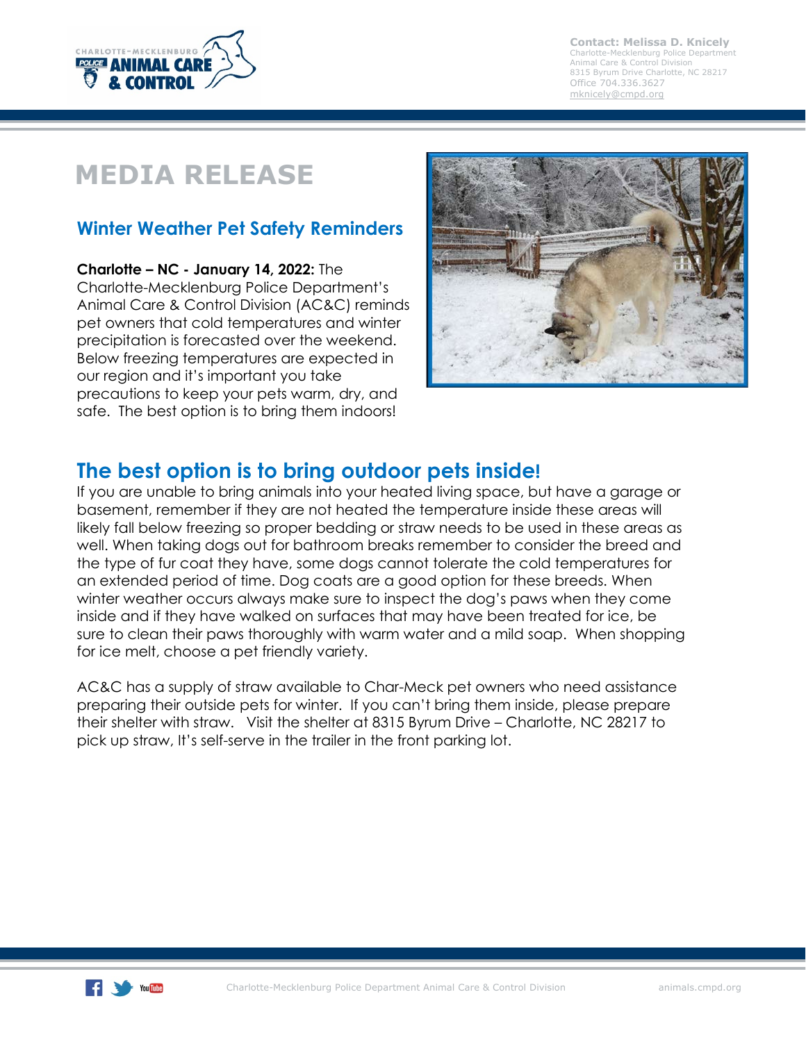Contact: Melissa D. Knicely
Charlotte-Mecklenburg Police Department
Animal Care & Control Division
8315 Byrum Drive Charlotte, NC 28217
Office 704.336.3627
mknicely@cmpd.org

# MEDIA RELEASE

## Winter Weather Pet Safety Reminders

**Charlotte – NC - January 14, 2022:** The Charlotte-Mecklenburg Police Department's Animal Care & Control Division (AC&C) reminds pet owners that cold temperatures and winter precipitation is forecasted over the weekend. Below freezing temperatures are expected in our region and it's important you take precautions to keep your pets warm, dry, and safe. The best option is to bring them indoors!

## The best option is to bring outdoor pets inside!

If you are unable to bring animals into your heated living space, but have a garage or basement, remember if they are not heated the temperature inside these areas will likely fall below freezing so proper bedding or straw needs to be used in these areas as well. When taking dogs out for bathroom breaks remember to consider the breed and the type of fur coat they have, some dogs cannot tolerate the cold temperatures for an extended period of time. Dog coats are a good option for these breeds. When winter weather occurs always make sure to inspect the dog's paws when they come inside and if they have walked on surfaces that may have been treated for ice, be sure to clean their paws thoroughly with warm water and a mild soap. When shopping for ice melt, choose a pet friendly variety.

AC&C has a supply of straw available to Char-Meck pet owners who need assistance preparing their outside pets for winter. If you can't bring them inside, please prepare their shelter with straw. Visit the shelter at 8315 Byrum Drive – Charlotte, NC 28217 to pick up straw, It's self-serve in the trailer in the front parking lot.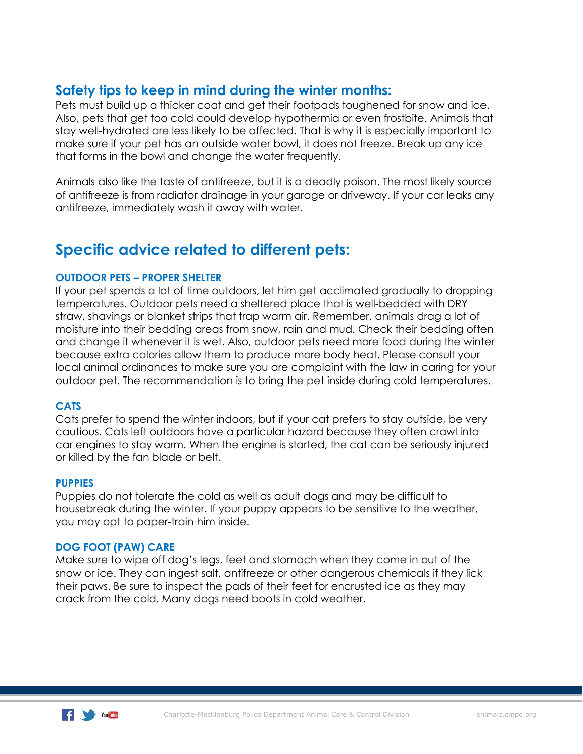## Safety tips to keep in mind during the winter months:

Pets must build up a thicker coat and get their footpads toughened for snow and ice. Also, pets that get too cold could develop hypothermia or even frostbite. Animals that stay well-hydrated are less likely to be affected. That is why it is especially important to make sure if your pet has an outside water bowl, it does not freeze. Break up any ice that forms in the bowl and change the water frequently.

Animals also like the taste of antifreeze, but it is a deadly poison. The most likely source of antifreeze is from radiator drainage in your garage or driveway. If your car leaks any antifreeze, immediately wash it away with water.

## Specific advice related to different pets:

### OUTDOOR PETS – PROPER SHELTER

If your pet spends a lot of time outdoors, let him get acclimated gradually to dropping temperatures. Outdoor pets need a sheltered place that is well-bedded with DRY straw, shavings or blanket strips that trap warm air. Remember, animals drag a lot of moisture into their bedding areas from snow, rain and mud. Check their bedding often and change it whenever it is wet. Also, outdoor pets need more food during the winter because extra calories allow them to produce more body heat. Please consult your local animal ordinances to make sure you are complaint with the law in caring for your outdoor pet. The recommendation is to bring the pet inside during cold temperatures.

### CATS

Cats prefer to spend the winter indoors, but if your cat prefers to stay outside, be very cautious. Cats left outdoors have a particular hazard because they often crawl into car engines to stay warm. When the engine is started, the cat can be seriously injured or killed by the fan blade or belt.

### PUPPIES

Puppies do not tolerate the cold as well as adult dogs and may be difficult to housebreak during the winter. If your puppy appears to be sensitive to the weather, you may opt to paper-train him inside.

### DOG FOOT (PAW) CARE

Make sure to wipe off dog's legs, feet and stomach when they come in out of the snow or ice. They can ingest salt, antifreeze or other dangerous chemicals if they lick their paws. Be sure to inspect the pads of their feet for encrusted ice as they may crack from the cold. Many dogs need boots in cold weather.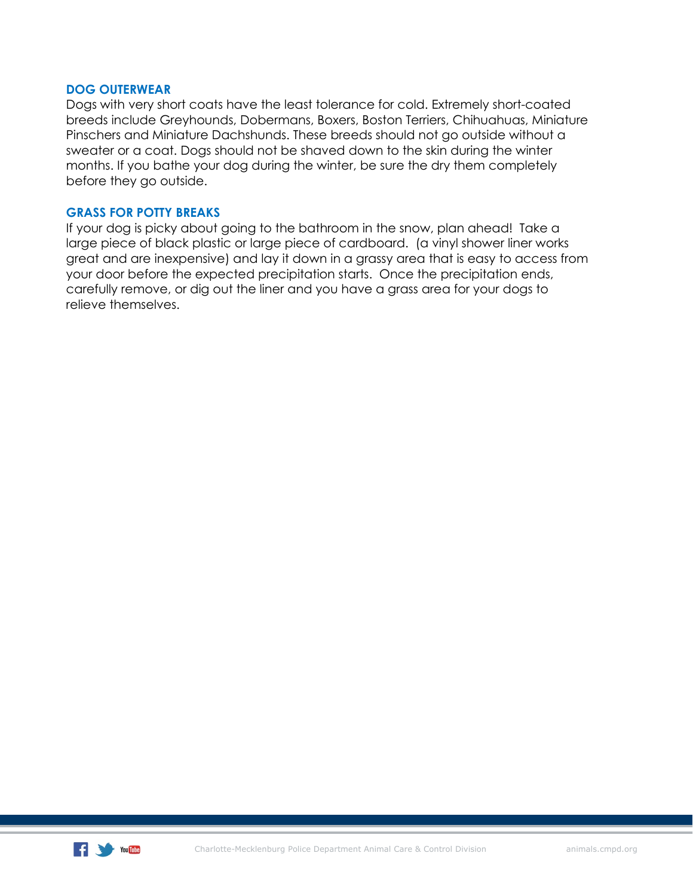## DOG OUTERWEAR

Dogs with very short coats have the least tolerance for cold. Extremely short-coated breeds include Greyhounds, Dobermans, Boxers, Boston Terriers, Chihuahuas, Miniature Pinschers and Miniature Dachshunds. These breeds should not go outside without a sweater or a coat. Dogs should not be shaved down to the skin during the winter months. If you bathe your dog during the winter, be sure the dry them completely before they go outside.

## GRASS FOR POTTY BREAKS

If your dog is picky about going to the bathroom in the snow, plan ahead! Take a large piece of black plastic or large piece of cardboard. (a vinyl shower liner works great and are inexpensive) and lay it down in a grassy area that is easy to access from your door before the expected precipitation starts. Once the precipitation ends, carefully remove, or dig out the liner and you have a grass area for your dogs to relieve themselves.